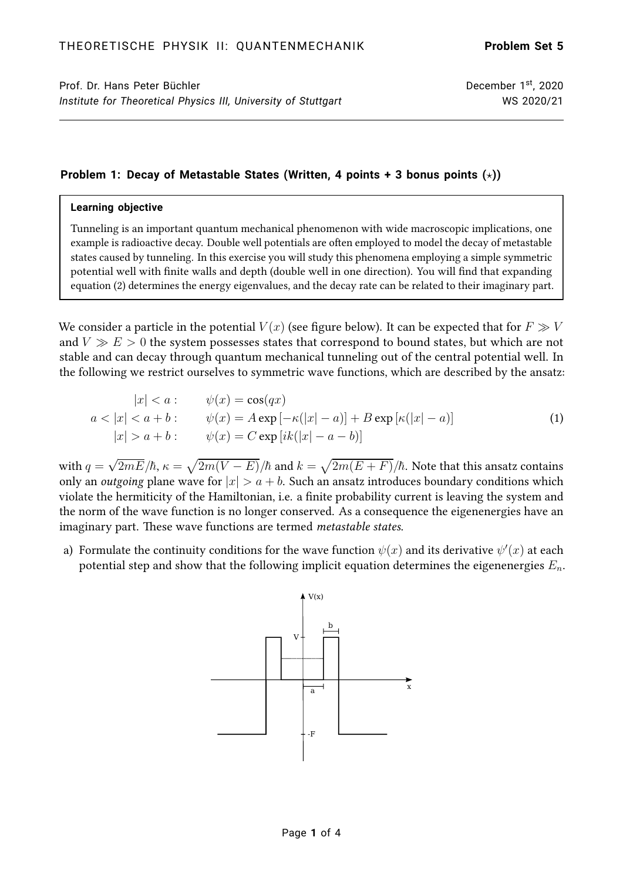THEORETISCHE PHYSIK II: QUANTENMECHANIK **Problem Set 5**

Prof. Dr. Hans Peter Büchler
*Institute for Theoretical Physics III, University of Stuttgart*

December 1st, 2020
WS 2020/21

---

### Problem 1: Decay of Metastable States (Written, 4 points + 3 bonus points (⋆))

> **Learning objective**
>
> Tunneling is an important quantum mechanical phenomenon with wide macroscopic implications, one example is radioactive decay. Double well potentials are often employed to model the decay of metastable states caused by tunneling. In this exercise you will study this phenomena employing a simple symmetric potential well with finite walls and depth (double well in one direction). You will find that expanding equation (2) determines the energy eigenvalues, and the decay rate can be related to their imaginary part.

We consider a particle in the potential $V(x)$ (see figure below). It can be expected that for $F \gg V$ and $V \gg E > 0$ the system possesses states that correspond to bound states, but which are not stable and can decay through quantum mechanical tunneling out of the central potential well. In the following we restrict ourselves to symmetric wave functions, which are described by the ansatz:

$$
\begin{aligned}
|x| < a: &\qquad \psi(x) = \cos(qx) \\
a < |x| < a+b: &\qquad \psi(x) = A \exp\left[-\kappa(|x| - a)\right] + B \exp\left[\kappa(|x| - a)\right] \\
|x| > a+b: &\qquad \psi(x) = C \exp\left[ik(|x| - a - b)\right]
\end{aligned}
\tag{1}
$$

with $q = \sqrt{2mE}/\hbar$, $\kappa = \sqrt{2m(V-E)}/\hbar$ and $k = \sqrt{2m(E+F)}/\hbar$. Note that this ansatz contains only an *outgoing* plane wave for $|x| > a+b$. Such an ansatz introduces boundary conditions which violate the hermiticity of the Hamiltonian, i.e. a finite probability current is leaving the system and the norm of the wave function is no longer conserved. As a consequence the eigenenergies have an imaginary part. These wave functions are termed *metastable states*.

a) Formulate the continuity conditions for the wave function $\psi(x)$ and its derivative $\psi'(x)$ at each potential step and show that the following implicit equation determines the eigenenergies $E_n$.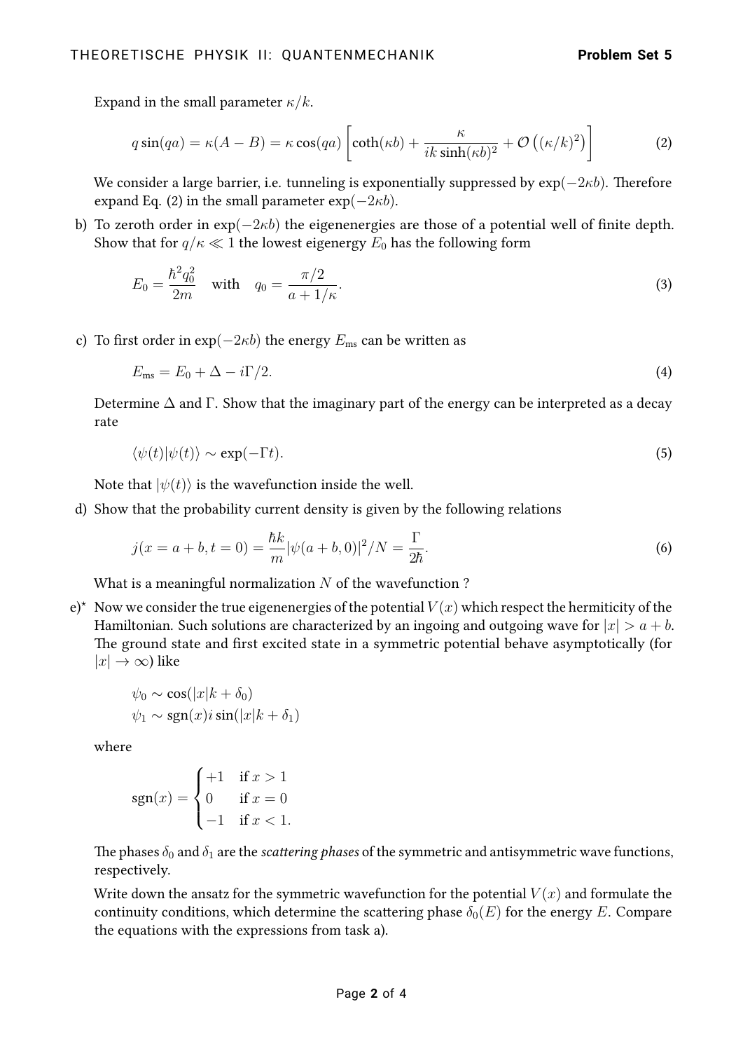Expand in the small parameter $\kappa/k$.

$$q\sin(qa) = \kappa(A-B) = \kappa\cos(qa)\left[\coth(\kappa b) + \frac{\kappa}{ik\sinh(\kappa b)^2} + \mathcal{O}\left((\kappa/k)^2\right)\right] \tag{2}$$

We consider a large barrier, i.e. tunneling is exponentially suppressed by $\exp(-2\kappa b)$. Therefore expand Eq. (2) in the small parameter $\exp(-2\kappa b)$.

b) To zeroth order in $\exp(-2\kappa b)$ the eigenenergies are those of a potential well of finite depth. Show that for $q/\kappa \ll 1$ the lowest eigenergy $E_0$ has the following form

$$E_0 = \frac{\hbar^2 q_0^2}{2m} \quad \text{with} \quad q_0 = \frac{\pi/2}{a + 1/\kappa}. \tag{3}$$

c) To first order in $\exp(-2\kappa b)$ the energy $E_{\text{ms}}$ can be written as

$$E_{\text{ms}} = E_0 + \Delta - i\Gamma/2. \tag{4}$$

Determine $\Delta$ and $\Gamma$. Show that the imaginary part of the energy can be interpreted as a decay rate

$$\langle\psi(t)|\psi(t)\rangle \sim \exp(-\Gamma t). \tag{5}$$

Note that $|\psi(t)\rangle$ is the wavefunction inside the well.

d) Show that the probability current density is given by the following relations

$$j(x = a+b, t=0) = \frac{\hbar k}{m}|\psi(a+b, 0)|^2/N = \frac{\Gamma}{2\hbar}. \tag{6}$$

What is a meaningful normalization $N$ of the wavefunction ?

e)* Now we consider the true eigenenergies of the potential $V(x)$ which respect the hermiticity of the Hamiltonian. Such solutions are characterized by an ingoing and outgoing wave for $|x| > a+b$. The ground state and first excited state in a symmetric potential behave asymptotically (for $|x| \to \infty$) like

$$\psi_0 \sim \cos(|x|k + \delta_0)$$
$$\psi_1 \sim \text{sgn}(x) i \sin(|x|k + \delta_1)$$

where

$$\text{sgn}(x) = \begin{cases} +1 & \text{if } x > 1 \\ 0 & \text{if } x = 0 \\ -1 & \text{if } x < 1. \end{cases}$$

The phases $\delta_0$ and $\delta_1$ are the *scattering phases* of the symmetric and antisymmetric wave functions, respectively.

Write down the ansatz for the symmetric wavefunction for the potential $V(x)$ and formulate the continuity conditions, which determine the scattering phase $\delta_0(E)$ for the energy $E$. Compare the equations with the expressions from task a).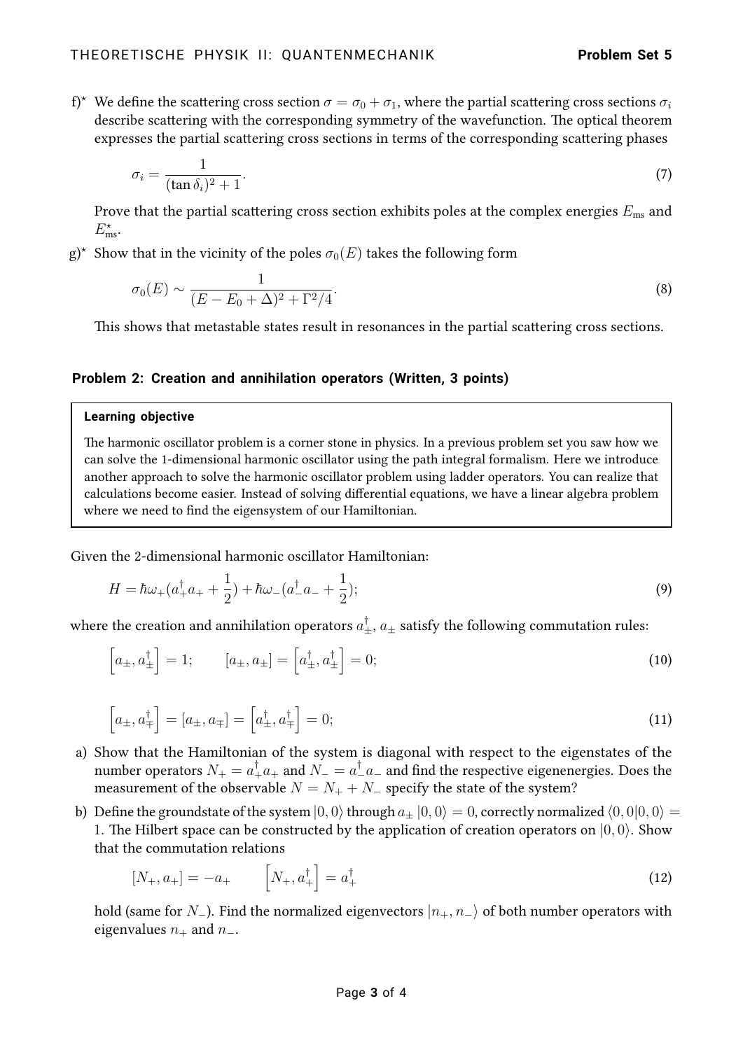f)* We define the scattering cross section $\sigma = \sigma_0 + \sigma_1$, where the partial scattering cross sections $\sigma_i$ describe scattering with the corresponding symmetry of the wavefunction. The optical theorem expresses the partial scattering cross sections in terms of the corresponding scattering phases

$$\sigma_i = \frac{1}{(\tan \delta_i)^2 + 1}. \tag{7}$$

Prove that the partial scattering cross section exhibits poles at the complex energies $E_{\text{ms}}$ and $E^\star_{\text{ms}}$.

g)* Show that in the vicinity of the poles $\sigma_0(E)$ takes the following form

$$\sigma_0(E) \sim \frac{1}{(E - E_0 + \Delta)^2 + \Gamma^2/4}. \tag{8}$$

This shows that metastable states result in resonances in the partial scattering cross sections.

### Problem 2: Creation and annihilation operators (Written, 3 points)

> **Learning objective**
>
> The harmonic oscillator problem is a corner stone in physics. In a previous problem set you saw how we can solve the 1-dimensional harmonic oscillator using the path integral formalism. Here we introduce another approach to solve the harmonic oscillator problem using ladder operators. You can realize that calculations become easier. Instead of solving differential equations, we have a linear algebra problem where we need to find the eigensystem of our Hamiltonian.

Given the 2-dimensional harmonic oscillator Hamiltonian:

$$H = \hbar\omega_+(a_+^\dagger a_+ + \frac{1}{2}) + \hbar\omega_-(a_-^\dagger a_- + \frac{1}{2}); \tag{9}$$

where the creation and annihilation operators $a_\pm^\dagger$, $a_\pm$ satisfy the following commutation rules:

$$\left[a_\pm, a_\pm^\dagger\right] = 1; \qquad [a_\pm, a_\pm] = \left[a_\pm^\dagger, a_\pm^\dagger\right] = 0; \tag{10}$$

$$\left[a_\pm, a_\mp^\dagger\right] = [a_\pm, a_\mp] = \left[a_\pm^\dagger, a_\mp^\dagger\right] = 0; \tag{11}$$

a) Show that the Hamiltonian of the system is diagonal with respect to the eigenstates of the number operators $N_+ = a_+^\dagger a_+$ and $N_- = a_-^\dagger a_-$ and find the respective eigenenergies. Does the measurement of the observable $N = N_+ + N_-$ specify the state of the system?

b) Define the groundstate of the system $|0,0\rangle$ through $a_\pm |0,0\rangle = 0$, correctly normalized $\langle 0,0|0,0\rangle = 1$. The Hilbert space can be constructed by the application of creation operators on $|0,0\rangle$. Show that the commutation relations

$$[N_+, a_+] = -a_+ \qquad \left[N_+, a_+^\dagger\right] = a_+^\dagger \tag{12}$$

hold (same for $N_-$). Find the normalized eigenvectors $|n_+, n_-\rangle$ of both number operators with eigenvalues $n_+$ and $n_-$.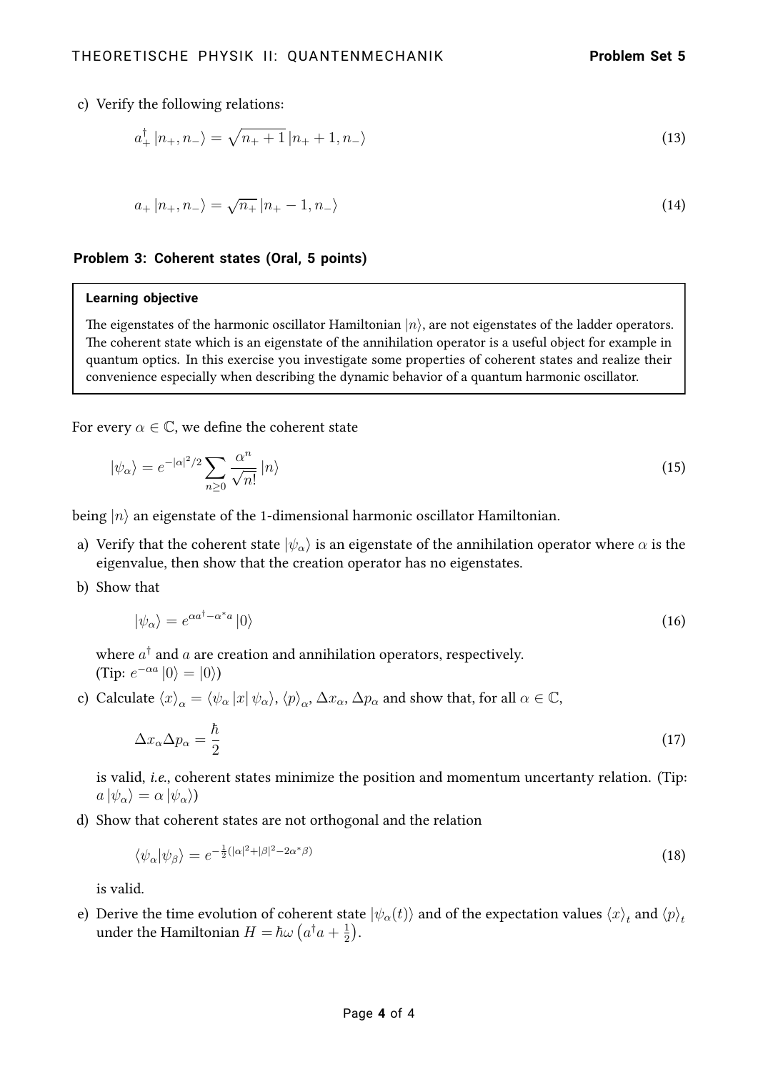c) Verify the following relations:

$$a_+^\dagger |n_+, n_-\rangle = \sqrt{n_+ + 1}\, |n_+ + 1, n_-\rangle \tag{13}$$

$$a_+ |n_+, n_-\rangle = \sqrt{n_+}\, |n_+ - 1, n_-\rangle \tag{14}$$

### Problem 3: Coherent states (Oral, 5 points)

**Learning objective**

The eigenstates of the harmonic oscillator Hamiltonian $|n\rangle$, are not eigenstates of the ladder operators. The coherent state which is an eigenstate of the annihilation operator is a useful object for example in quantum optics. In this exercise you investigate some properties of coherent states and realize their convenience especially when describing the dynamic behavior of a quantum harmonic oscillator.

For every $\alpha \in \mathbb{C}$, we define the coherent state

$$|\psi_\alpha\rangle = e^{-|\alpha|^2/2} \sum_{n \geq 0} \frac{\alpha^n}{\sqrt{n!}} |n\rangle \tag{15}$$

being $|n\rangle$ an eigenstate of the 1-dimensional harmonic oscillator Hamiltonian.

a) Verify that the coherent state $|\psi_\alpha\rangle$ is an eigenstate of the annihilation operator where $\alpha$ is the eigenvalue, then show that the creation operator has no eigenstates.

b) Show that

$$|\psi_\alpha\rangle = e^{\alpha a^\dagger - \alpha^* a} |0\rangle \tag{16}$$

where $a^\dagger$ and $a$ are creation and annihilation operators, respectively.
(Tip: $e^{-\alpha a} |0\rangle = |0\rangle$)

c) Calculate $\langle x \rangle_\alpha = \langle \psi_\alpha | x | \psi_\alpha \rangle$, $\langle p \rangle_\alpha$, $\Delta x_\alpha$, $\Delta p_\alpha$ and show that, for all $\alpha \in \mathbb{C}$,

$$\Delta x_\alpha \Delta p_\alpha = \frac{\hbar}{2} \tag{17}$$

is valid, *i.e.*, coherent states minimize the position and momentum uncertanty relation. (Tip: $a |\psi_\alpha\rangle = \alpha |\psi_\alpha\rangle$)

d) Show that coherent states are not orthogonal and the relation

$$\langle \psi_\alpha | \psi_\beta \rangle = e^{-\frac{1}{2}(|\alpha|^2 + |\beta|^2 - 2\alpha^* \beta)} \tag{18}$$

is valid.

e) Derive the time evolution of coherent state $|\psi_\alpha(t)\rangle$ and of the expectation values $\langle x \rangle_t$ and $\langle p \rangle_t$ under the Hamiltonian $H = \hbar\omega \left(a^\dagger a + \frac{1}{2}\right)$.